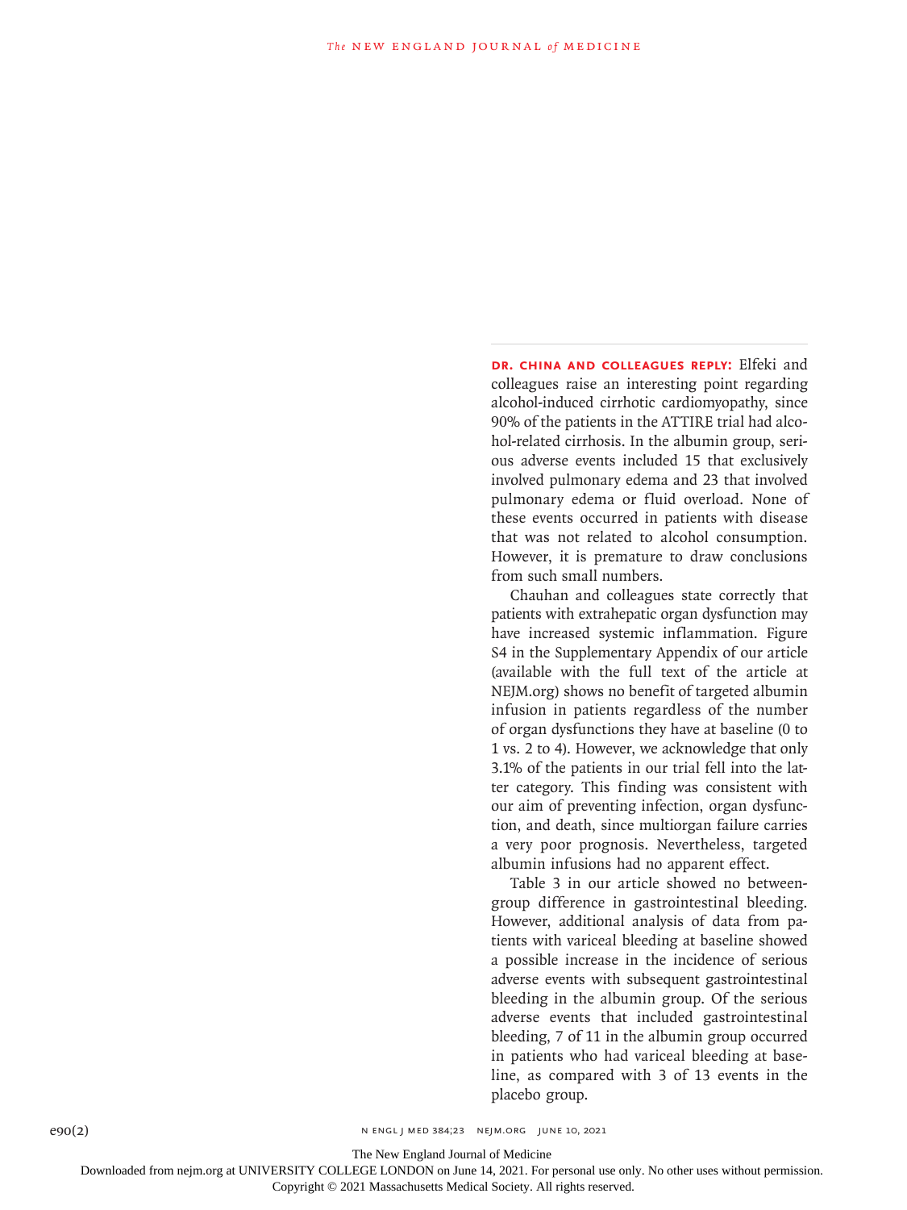**DR. CHINA AND COLLEAGUES REPLY:** Elfeki and colleagues raise an interesting point regarding alcohol-induced cirrhotic cardiomyopathy, since 90% of the patients in the ATTIRE trial had alcohol-related cirrhosis. In the albumin group, serious adverse events included 15 that exclusively involved pulmonary edema and 23 that involved pulmonary edema or fluid overload. None of these events occurred in patients with disease that was not related to alcohol consumption. However, it is premature to draw conclusions from such small numbers.

Chauhan and colleagues state correctly that patients with extrahepatic organ dysfunction may have increased systemic inflammation. Figure S4 in the Supplementary Appendix of our article (available with the full text of the article at NEJM.org) shows no benefit of targeted albumin infusion in patients regardless of the number of organ dysfunctions they have at baseline (0 to 1 vs. 2 to 4). However, we acknowledge that only 3.1% of the patients in our trial fell into the latter category. This finding was consistent with our aim of preventing infection, organ dysfunction, and death, since multiorgan failure carries a very poor prognosis. Nevertheless, targeted albumin infusions had no apparent effect.

Table 3 in our article showed no between-group difference in gastrointestinal bleeding. However, additional analysis of data from patients with variceal bleeding at baseline showed a possible increase in the incidence of serious adverse events with subsequent gastrointestinal bleeding in the albumin group. Of the serious adverse events that included gastrointestinal bleeding, 7 of 11 in the albumin group occurred in patients who had variceal bleeding at baseline, as compared with 3 of 13 events in the placebo group.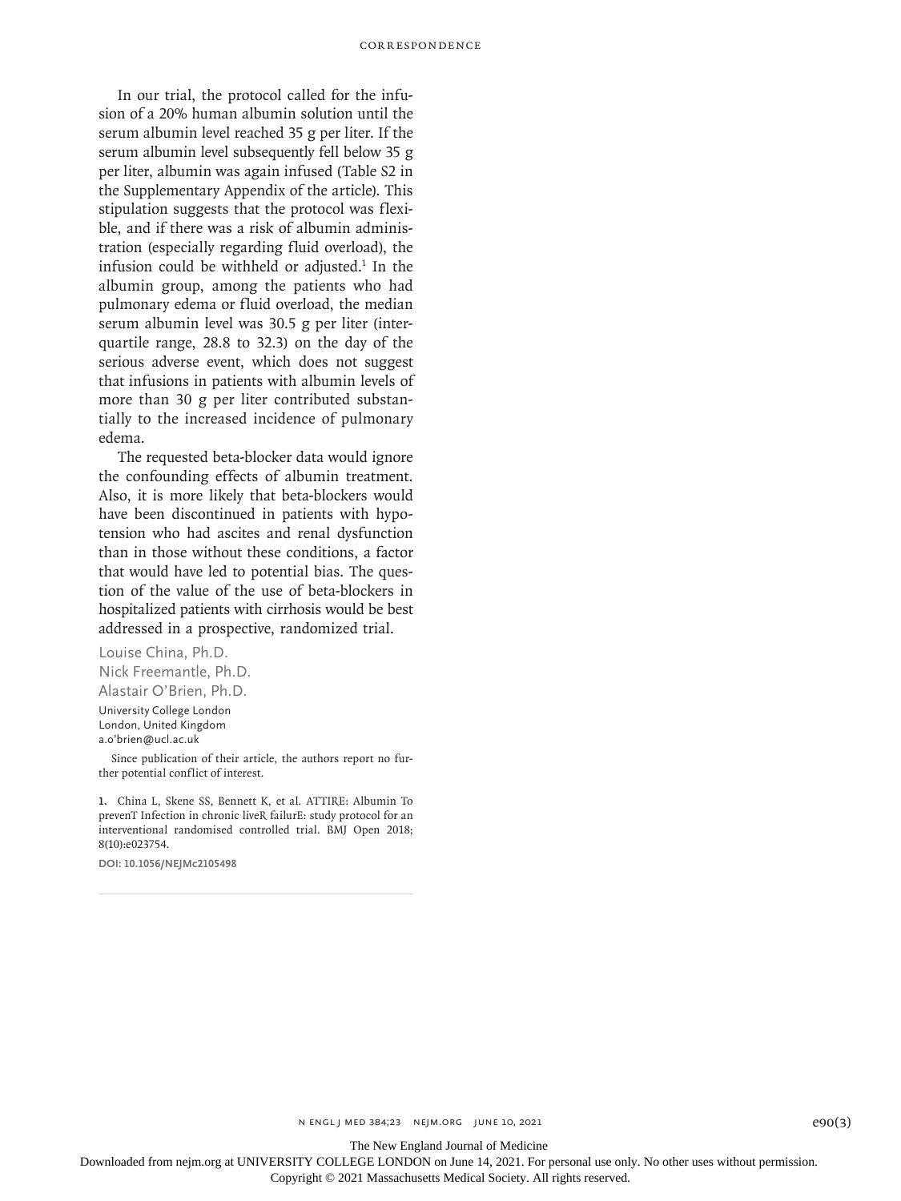In our trial, the protocol called for the infusion of a 20% human albumin solution until the serum albumin level reached 35 g per liter. If the serum albumin level subsequently fell below 35 g per liter, albumin was again infused (Table S2 in the Supplementary Appendix of the article). This stipulation suggests that the protocol was flexible, and if there was a risk of albumin administration (especially regarding fluid overload), the infusion could be withheld or adjusted.[1] In the albumin group, among the patients who had pulmonary edema or fluid overload, the median serum albumin level was 30.5 g per liter (interquartile range, 28.8 to 32.3) on the day of the serious adverse event, which does not suggest that infusions in patients with albumin levels of more than 30 g per liter contributed substantially to the increased incidence of pulmonary edema.

The requested beta-blocker data would ignore the confounding effects of albumin treatment. Also, it is more likely that beta-blockers would have been discontinued in patients with hypotension who had ascites and renal dysfunction than in those without these conditions, a factor that would have led to potential bias. The question of the value of the use of beta-blockers in hospitalized patients with cirrhosis would be best addressed in a prospective, randomized trial.

Louise China, Ph.D.
Nick Freemantle, Ph.D.
Alastair O'Brien, Ph.D.

University College London
London, United Kingdom
a.o'brien@ucl.ac.uk

Since publication of their article, the authors report no further potential conflict of interest.

1. China L, Skene SS, Bennett K, et al. ATTIRE: Albumin To prevenT Infection in chronic liveR failurE: study protocol for an interventional randomised controlled trial. BMJ Open 2018; 8(10):e023754.

**DOI: 10.1056/NEJMc2105498**